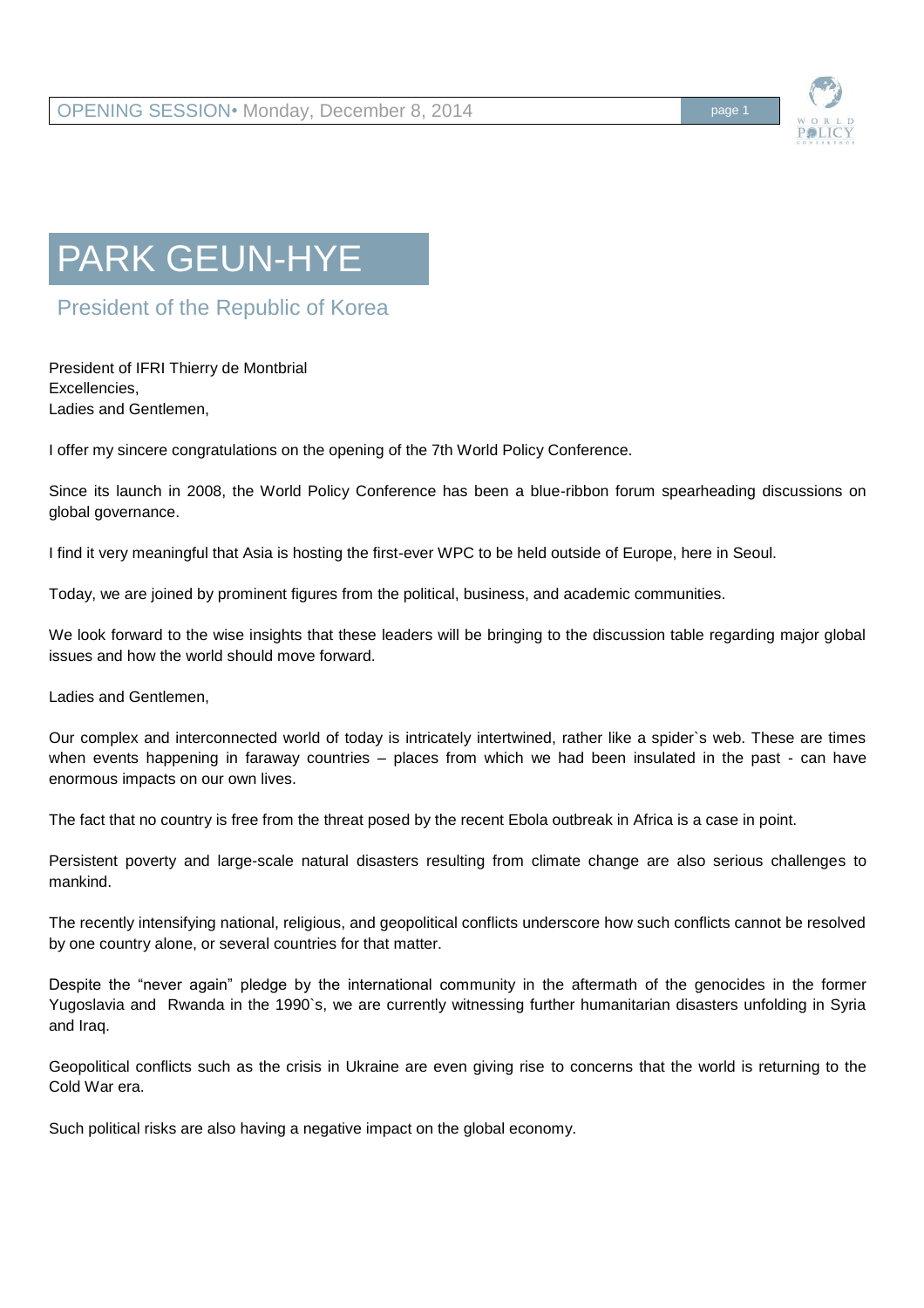# PARK GEUN-HYE

## President of the Republic of Korea

President of IFRI Thierry de Montbrial
Excellencies,
Ladies and Gentlemen,

I offer my sincere congratulations on the opening of the 7th World Policy Conference.

Since its launch in 2008, the World Policy Conference has been a blue-ribbon forum spearheading discussions on global governance.

I find it very meaningful that Asia is hosting the first-ever WPC to be held outside of Europe, here in Seoul.

Today, we are joined by prominent figures from the political, business, and academic communities.

We look forward to the wise insights that these leaders will be bringing to the discussion table regarding major global issues and how the world should move forward.

Ladies and Gentlemen,

Our complex and interconnected world of today is intricately intertwined, rather like a spider`s web. These are times when events happening in faraway countries – places from which we had been insulated in the past - can have enormous impacts on our own lives.

The fact that no country is free from the threat posed by the recent Ebola outbreak in Africa is a case in point.

Persistent poverty and large-scale natural disasters resulting from climate change are also serious challenges to mankind.

The recently intensifying national, religious, and geopolitical conflicts underscore how such conflicts cannot be resolved by one country alone, or several countries for that matter.

Despite the "never again" pledge by the international community in the aftermath of the genocides in the former Yugoslavia and Rwanda in the 1990`s, we are currently witnessing further humanitarian disasters unfolding in Syria and Iraq.

Geopolitical conflicts such as the crisis in Ukraine are even giving rise to concerns that the world is returning to the Cold War era.

Such political risks are also having a negative impact on the global economy.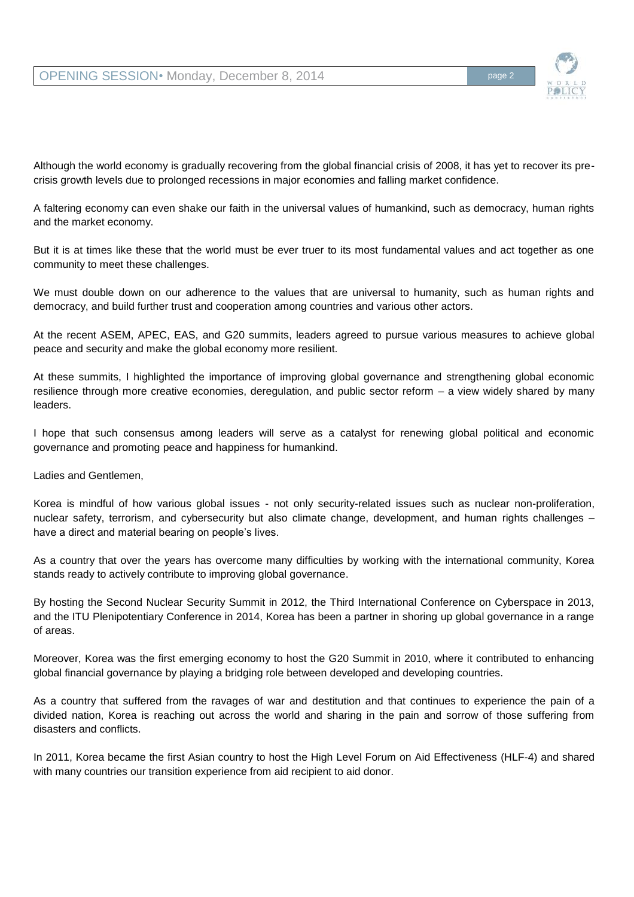Although the world economy is gradually recovering from the global financial crisis of 2008, it has yet to recover its pre-crisis growth levels due to prolonged recessions in major economies and falling market confidence.

A faltering economy can even shake our faith in the universal values of humankind, such as democracy, human rights and the market economy.

But it is at times like these that the world must be ever truer to its most fundamental values and act together as one community to meet these challenges.

We must double down on our adherence to the values that are universal to humanity, such as human rights and democracy, and build further trust and cooperation among countries and various other actors.

At the recent ASEM, APEC, EAS, and G20 summits, leaders agreed to pursue various measures to achieve global peace and security and make the global economy more resilient.

At these summits, I highlighted the importance of improving global governance and strengthening global economic resilience through more creative economies, deregulation, and public sector reform – a view widely shared by many leaders.

I hope that such consensus among leaders will serve as a catalyst for renewing global political and economic governance and promoting peace and happiness for humankind.

Ladies and Gentlemen,

Korea is mindful of how various global issues - not only security-related issues such as nuclear non-proliferation, nuclear safety, terrorism, and cybersecurity but also climate change, development, and human rights challenges – have a direct and material bearing on people's lives.

As a country that over the years has overcome many difficulties by working with the international community, Korea stands ready to actively contribute to improving global governance.

By hosting the Second Nuclear Security Summit in 2012, the Third International Conference on Cyberspace in 2013, and the ITU Plenipotentiary Conference in 2014, Korea has been a partner in shoring up global governance in a range of areas.

Moreover, Korea was the first emerging economy to host the G20 Summit in 2010, where it contributed to enhancing global financial governance by playing a bridging role between developed and developing countries.

As a country that suffered from the ravages of war and destitution and that continues to experience the pain of a divided nation, Korea is reaching out across the world and sharing in the pain and sorrow of those suffering from disasters and conflicts.

In 2011, Korea became the first Asian country to host the High Level Forum on Aid Effectiveness (HLF-4) and shared with many countries our transition experience from aid recipient to aid donor.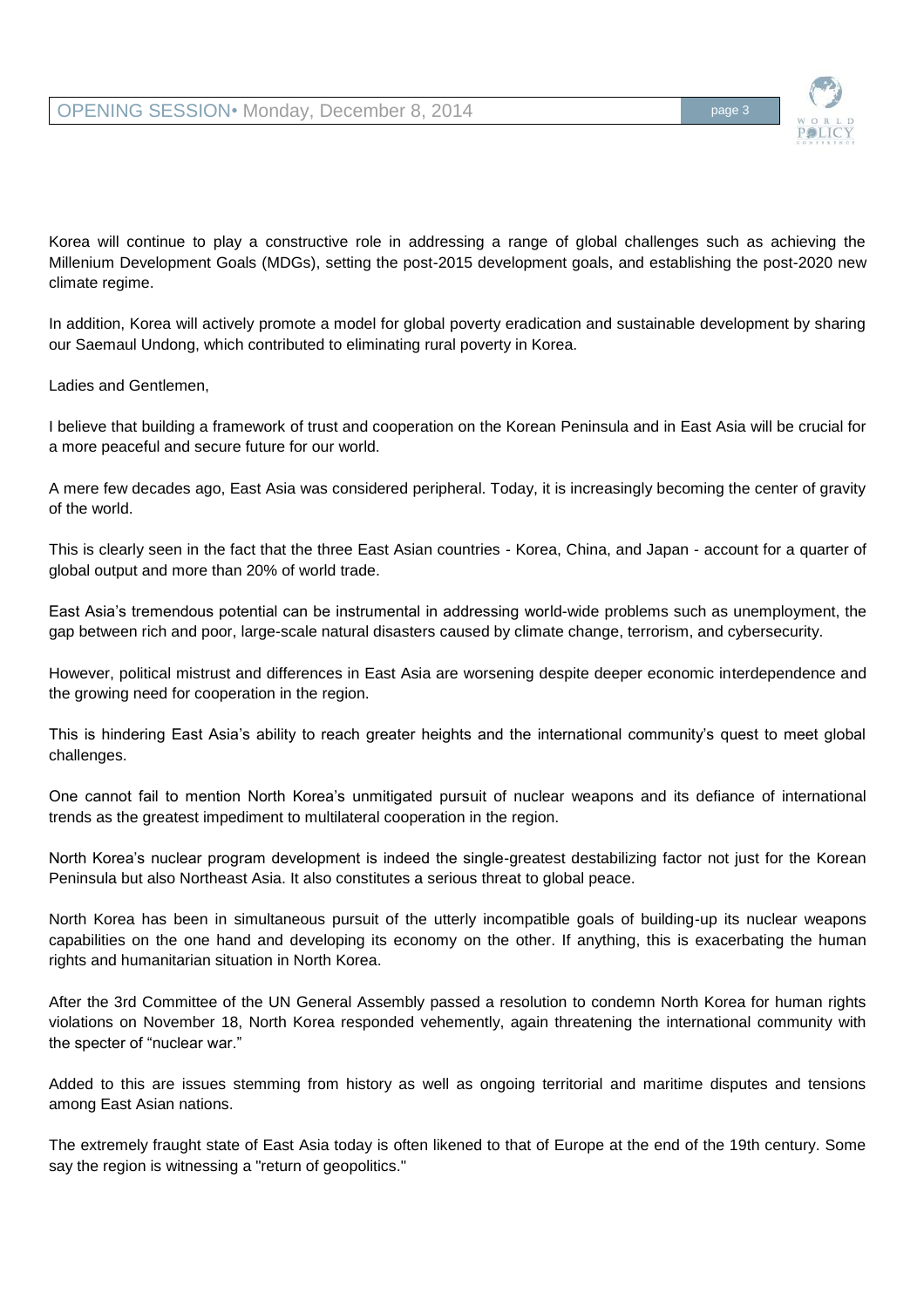Korea will continue to play a constructive role in addressing a range of global challenges such as achieving the Millenium Development Goals (MDGs), setting the post-2015 development goals, and establishing the post-2020 new climate regime.

In addition, Korea will actively promote a model for global poverty eradication and sustainable development by sharing our Saemaul Undong, which contributed to eliminating rural poverty in Korea.

Ladies and Gentlemen,

I believe that building a framework of trust and cooperation on the Korean Peninsula and in East Asia will be crucial for a more peaceful and secure future for our world.

A mere few decades ago, East Asia was considered peripheral. Today, it is increasingly becoming the center of gravity of the world.

This is clearly seen in the fact that the three East Asian countries - Korea, China, and Japan - account for a quarter of global output and more than 20% of world trade.

East Asia's tremendous potential can be instrumental in addressing world-wide problems such as unemployment, the gap between rich and poor, large-scale natural disasters caused by climate change, terrorism, and cybersecurity.

However, political mistrust and differences in East Asia are worsening despite deeper economic interdependence and the growing need for cooperation in the region.

This is hindering East Asia's ability to reach greater heights and the international community's quest to meet global challenges.

One cannot fail to mention North Korea's unmitigated pursuit of nuclear weapons and its defiance of international trends as the greatest impediment to multilateral cooperation in the region.

North Korea's nuclear program development is indeed the single-greatest destabilizing factor not just for the Korean Peninsula but also Northeast Asia. It also constitutes a serious threat to global peace.

North Korea has been in simultaneous pursuit of the utterly incompatible goals of building-up its nuclear weapons capabilities on the one hand and developing its economy on the other. If anything, this is exacerbating the human rights and humanitarian situation in North Korea.

After the 3rd Committee of the UN General Assembly passed a resolution to condemn North Korea for human rights violations on November 18, North Korea responded vehemently, again threatening the international community with the specter of "nuclear war."

Added to this are issues stemming from history as well as ongoing territorial and maritime disputes and tensions among East Asian nations.

The extremely fraught state of East Asia today is often likened to that of Europe at the end of the 19th century. Some say the region is witnessing a "return of geopolitics."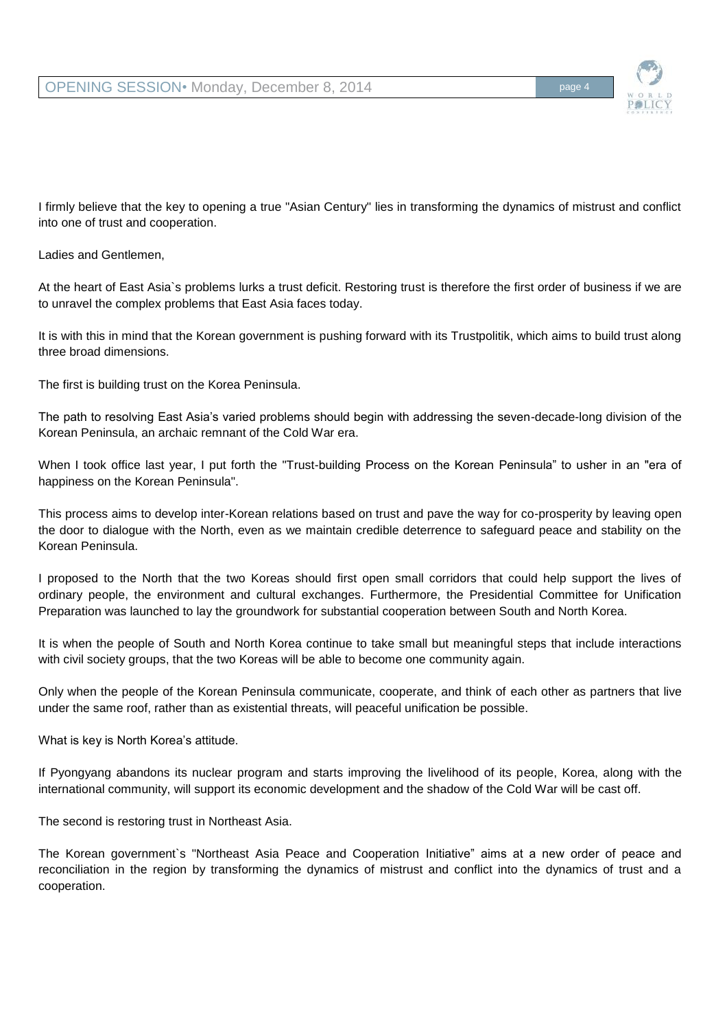I firmly believe that the key to opening a true "Asian Century" lies in transforming the dynamics of mistrust and conflict into one of trust and cooperation.

Ladies and Gentlemen,

At the heart of East Asia`s problems lurks a trust deficit. Restoring trust is therefore the first order of business if we are to unravel the complex problems that East Asia faces today.

It is with this in mind that the Korean government is pushing forward with its Trustpolitik, which aims to build trust along three broad dimensions.

The first is building trust on the Korea Peninsula.

The path to resolving East Asia's varied problems should begin with addressing the seven-decade-long division of the Korean Peninsula, an archaic remnant of the Cold War era.

When I took office last year, I put forth the "Trust-building Process on the Korean Peninsula" to usher in an "era of happiness on the Korean Peninsula".

This process aims to develop inter-Korean relations based on trust and pave the way for co-prosperity by leaving open the door to dialogue with the North, even as we maintain credible deterrence to safeguard peace and stability on the Korean Peninsula.

I proposed to the North that the two Koreas should first open small corridors that could help support the lives of ordinary people, the environment and cultural exchanges. Furthermore, the Presidential Committee for Unification Preparation was launched to lay the groundwork for substantial cooperation between South and North Korea.

It is when the people of South and North Korea continue to take small but meaningful steps that include interactions with civil society groups, that the two Koreas will be able to become one community again.

Only when the people of the Korean Peninsula communicate, cooperate, and think of each other as partners that live under the same roof, rather than as existential threats, will peaceful unification be possible.

What is key is North Korea's attitude.

If Pyongyang abandons its nuclear program and starts improving the livelihood of its people, Korea, along with the international community, will support its economic development and the shadow of the Cold War will be cast off.

The second is restoring trust in Northeast Asia.

The Korean government`s "Northeast Asia Peace and Cooperation Initiative" aims at a new order of peace and reconciliation in the region by transforming the dynamics of mistrust and conflict into the dynamics of trust and a cooperation.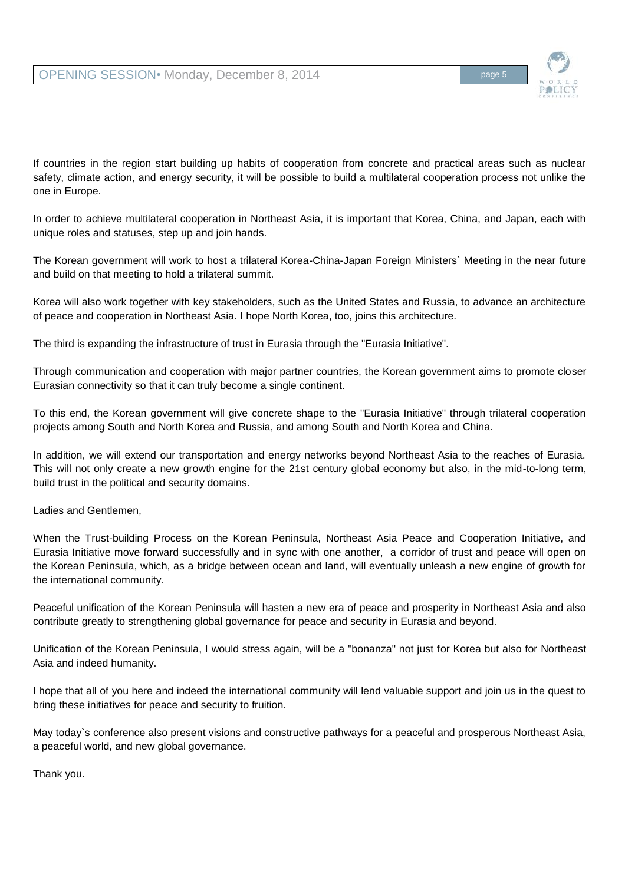If countries in the region start building up habits of cooperation from concrete and practical areas such as nuclear safety, climate action, and energy security, it will be possible to build a multilateral cooperation process not unlike the one in Europe.

In order to achieve multilateral cooperation in Northeast Asia, it is important that Korea, China, and Japan, each with unique roles and statuses, step up and join hands.

The Korean government will work to host a trilateral Korea-China-Japan Foreign Ministers` Meeting in the near future and build on that meeting to hold a trilateral summit.

Korea will also work together with key stakeholders, such as the United States and Russia, to advance an architecture of peace and cooperation in Northeast Asia. I hope North Korea, too, joins this architecture.

The third is expanding the infrastructure of trust in Eurasia through the "Eurasia Initiative".

Through communication and cooperation with major partner countries, the Korean government aims to promote closer Eurasian connectivity so that it can truly become a single continent.

To this end, the Korean government will give concrete shape to the "Eurasia Initiative" through trilateral cooperation projects among South and North Korea and Russia, and among South and North Korea and China.

In addition, we will extend our transportation and energy networks beyond Northeast Asia to the reaches of Eurasia. This will not only create a new growth engine for the 21st century global economy but also, in the mid-to-long term, build trust in the political and security domains.

Ladies and Gentlemen,

When the Trust-building Process on the Korean Peninsula, Northeast Asia Peace and Cooperation Initiative, and Eurasia Initiative move forward successfully and in sync with one another, a corridor of trust and peace will open on the Korean Peninsula, which, as a bridge between ocean and land, will eventually unleash a new engine of growth for the international community.

Peaceful unification of the Korean Peninsula will hasten a new era of peace and prosperity in Northeast Asia and also contribute greatly to strengthening global governance for peace and security in Eurasia and beyond.

Unification of the Korean Peninsula, I would stress again, will be a "bonanza" not just for Korea but also for Northeast Asia and indeed humanity.

I hope that all of you here and indeed the international community will lend valuable support and join us in the quest to bring these initiatives for peace and security to fruition.

May today`s conference also present visions and constructive pathways for a peaceful and prosperous Northeast Asia, a peaceful world, and new global governance.

Thank you.